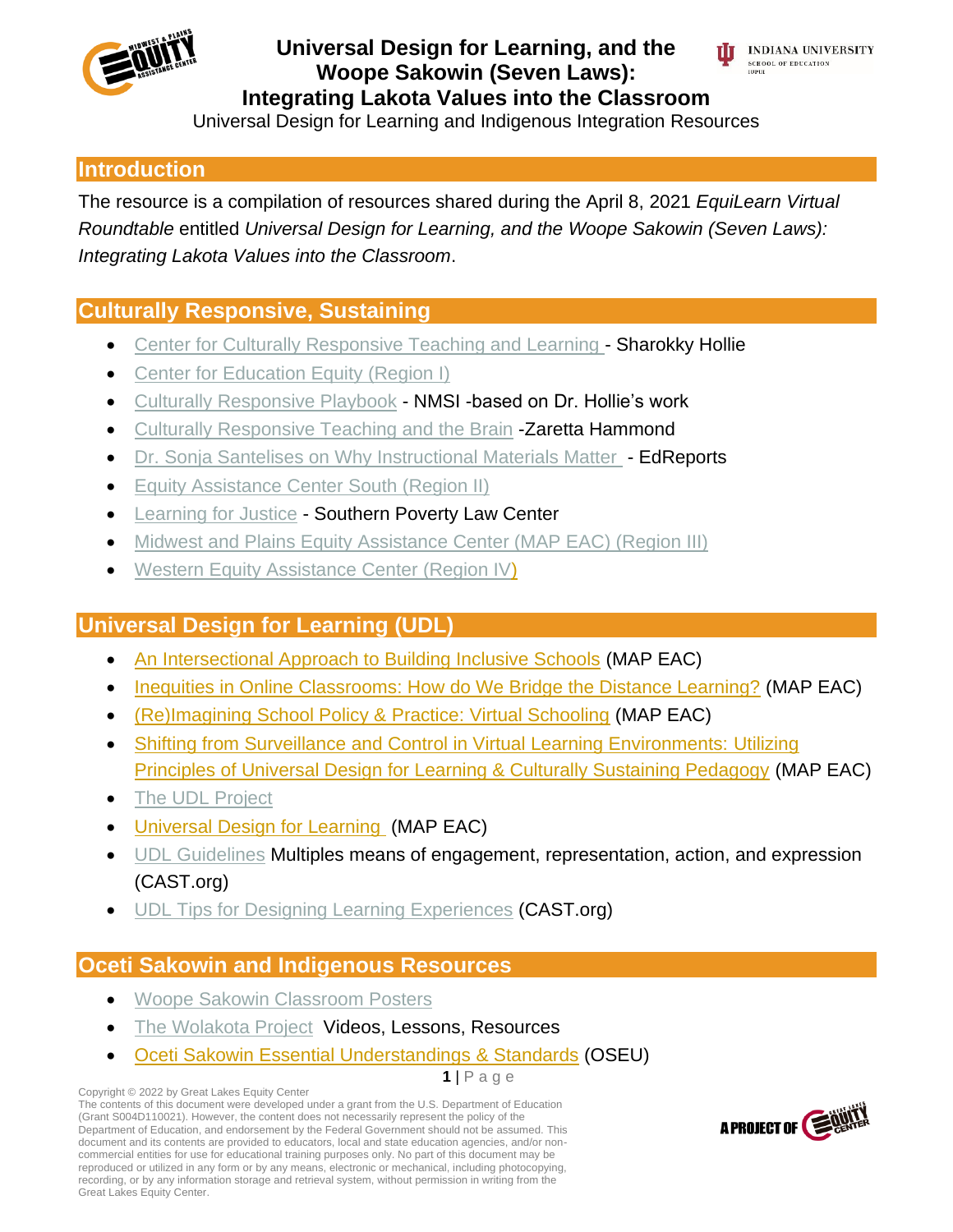# Universal Design for Learning, and the Woope Sakowin (Seven Laws): Integrating Lakota Values into the Classroom

Universal Design for Learning and Indigenous Integration Resources

## Introduction

The resource is a compilation of resources shared during the April 8, 2021 *EquiLearn Virtual Roundtable* entitled *Universal Design for Learning, and the Woope Sakowin (Seven Laws): Integrating Lakota Values into the Classroom*.

## Culturally Responsive, Sustaining

- Center for Culturally Responsive Teaching and Learning - Sharokky Hollie
- Center for Education Equity (Region I)
- Culturally Responsive Playbook - NMSI -based on Dr. Hollie's work
- Culturally Responsive Teaching and the Brain -Zaretta Hammond
- Dr. Sonja Santelises on Why Instructional Materials Matter - EdReports
- Equity Assistance Center South (Region II)
- Learning for Justice - Southern Poverty Law Center
- Midwest and Plains Equity Assistance Center (MAP EAC) (Region III)
- Western Equity Assistance Center (Region IV)

## Universal Design for Learning (UDL)

- An Intersectional Approach to Building Inclusive Schools (MAP EAC)
- Inequities in Online Classrooms: How do We Bridge the Distance Learning? (MAP EAC)
- (Re)Imagining School Policy & Practice: Virtual Schooling (MAP EAC)
- Shifting from Surveillance and Control in Virtual Learning Environments: Utilizing Principles of Universal Design for Learning & Culturally Sustaining Pedagogy (MAP EAC)
- The UDL Project
- Universal Design for Learning (MAP EAC)
- UDL Guidelines Multiples means of engagement, representation, action, and expression (CAST.org)
- UDL Tips for Designing Learning Experiences (CAST.org)

## Oceti Sakowin and Indigenous Resources

- Woope Sakowin Classroom Posters
- The Wolakota Project Videos, Lessons, Resources
- Oceti Sakowin Essential Understandings & Standards (OSEU)

Copyright © 2022 by Great Lakes Equity Center
The contents of this document were developed under a grant from the U.S. Department of Education (Grant S004D110021). However, the content does not necessarily represent the policy of the Department of Education, and endorsement by the Federal Government should not be assumed. This document and its contents are provided to educators, local and state education agencies, and/or non-commercial entities for use for educational training purposes only. No part of this document may be reproduced or utilized in any form or by any means, electronic or mechanical, including photocopying, recording, or by any information storage and retrieval system, without permission in writing from the Great Lakes Equity Center.

A PROJECT OF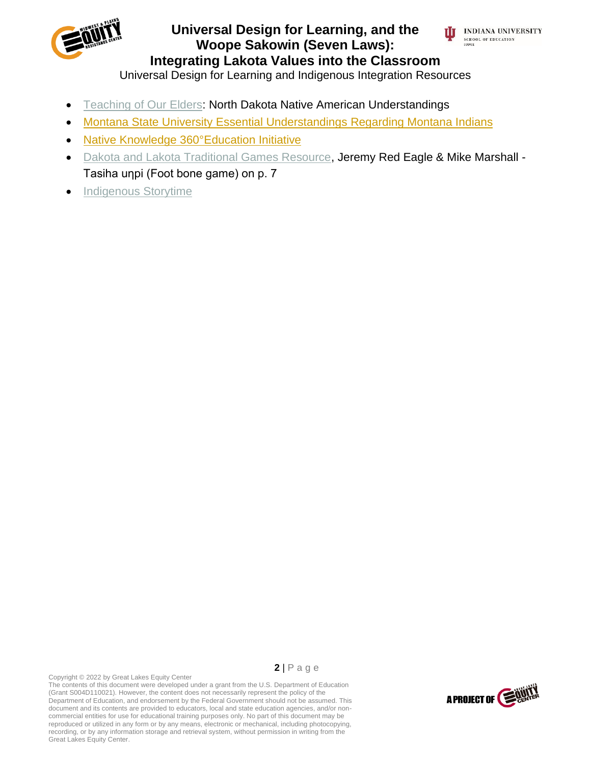- Teaching of Our Elders: North Dakota Native American Understandings
- Montana State University Essential Understandings Regarding Montana Indians
- Native Knowledge 360°Education Initiative
- Dakota and Lakota Traditional Games Resource, Jeremy Red Eagle & Mike Marshall - Tasiha uŋpi (Foot bone game) on p. 7
- Indigenous Storytime

Copyright © 2022 by Great Lakes Equity Center
The contents of this document were developed under a grant from the U.S. Department of Education (Grant S004D110021). However, the content does not necessarily represent the policy of the Department of Education, and endorsement by the Federal Government should not be assumed. This document and its contents are provided to educators, local and state education agencies, and/or non-commercial entities for use for educational training purposes only. No part of this document may be reproduced or utilized in any form or by any means, electronic or mechanical, including photocopying, recording, or by any information storage and retrieval system, without permission in writing from the Great Lakes Equity Center.